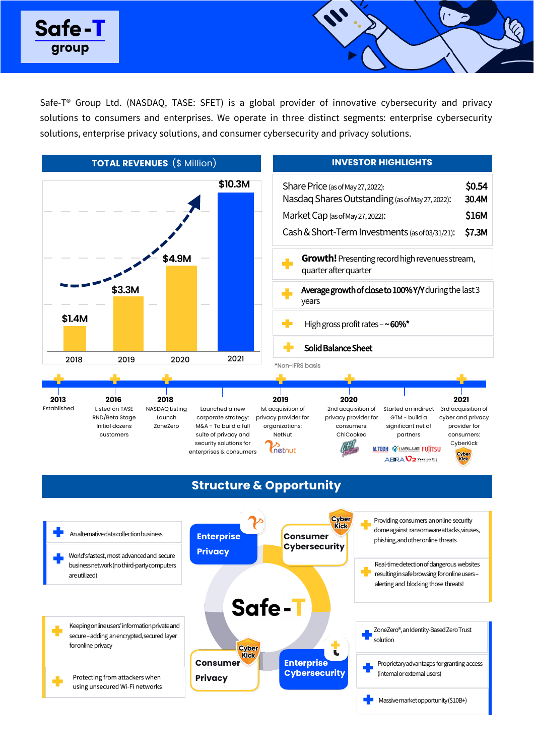# Safe-T group

Safe-T® Group Ltd. (NASDAQ, TASE: SFET) is a global provider of innovative cybersecurity and privacy solutions to consumers and enterprises. We operate in three distinct segments: enterprise cybersecurity solutions, enterprise privacy solutions, and consumer cybersecurity and privacy solutions.

## TOTAL REVENUES ($ Million)

| Year | Revenue |
|---|---|
| 2018 | $1.4M |
| 2019 | $3.3M |
| 2020 | $4.9M |
| 2021 | $10.3M |

## INVESTOR HIGHLIGHTS

| | |
|---|---|
| Share Price (as of May 27, 2022): | $0.54 |
| Nasdaq Shares Outstanding (as of May 27, 2022): | 30.4M |
| Market Cap (as of May 27, 2022): | $16M |
| Cash & Short-Term Investments (as of 03/31/21): | $7.3M |

- **Growth!** Presenting record high revenues stream, quarter after quarter
- **Average growth of close to 100% Y/Y** during the last 3 years
- High gross profit rates – **~60%***
- **Solid Balance Sheet**

*Non-IFRS basis

## Timeline

- **2013** – Established
- **2016** – Listed on TASE RND/Beta Stage Initial dozens customers
- **2018** – NASDAQ Listing Launch ZoneZero
- Launched a new corporate strategy: M&A – To build a full suite of privacy and security solutions for enterprises & consumers
- **2019** – 1st acquisition of privacy provider for organizations: NetNut
- **2020** – 2nd acquisition of privacy provider for consumers: ChiCooked
- Started an indirect GTM - build a significant net of partners (M.TECH, IVALUE, FUJITSU, AEDRA, V2 Version 2)
- **2021** – 3rd acquisition of cyber and privacy provider for consumers: CyberKick

## Structure & Opportunity

**Enterprise Privacy**
- An alternative data collection business
- World's fastest, most advanced and secure business network (no third-party computers are utilized)

**Consumer Cybersecurity**
- Providing consumers an online security dome against ransomware attacks, viruses, phishing, and other online threats
- Real-time detection of dangerous websites resulting in safe browsing for online users – alerting and blocking those threats!

**Consumer Privacy**
- Keeping online users' information private and secure – adding an encrypted, secured layer for online privacy
- Protecting from attackers when using unsecured Wi-Fi networks

**Enterprise Cybersecurity**
- ZoneZero®, an Identity-Based Zero Trust solution
- Proprietary advantages for granting access (internal or external users)
- Massive market opportunity ($10B+)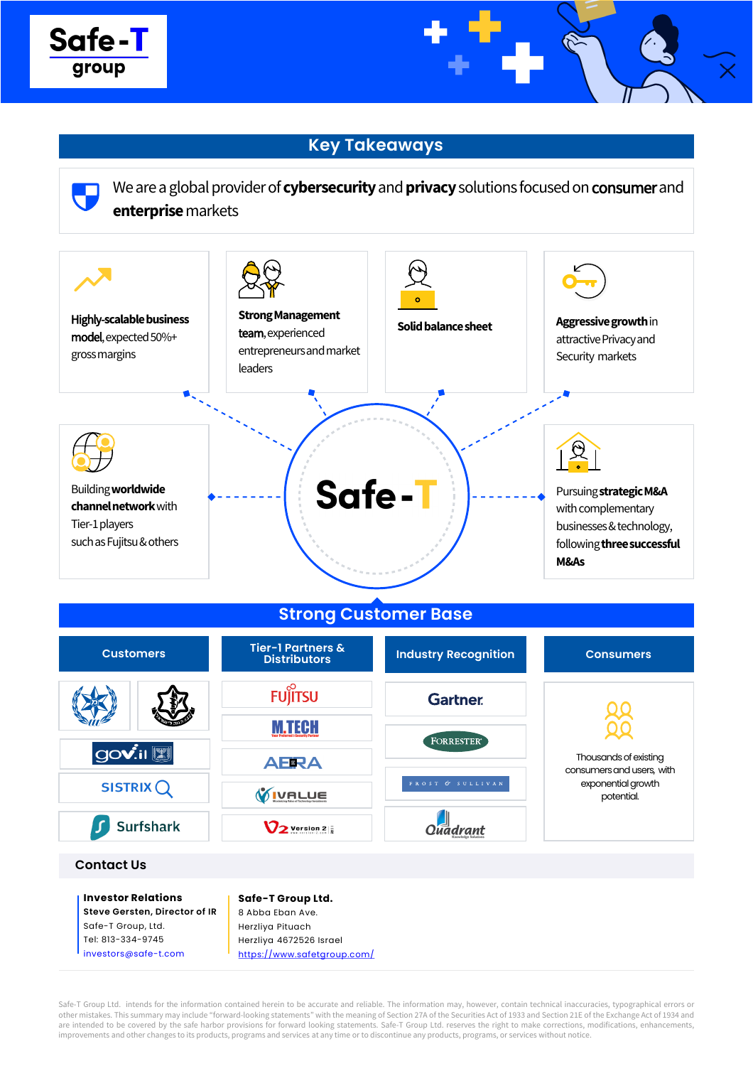# Safe-T group

## Key Takeaways

We are a global provider of **cybersecurity** and **privacy** solutions focused on **consumer** and **enterprise** markets

- **Highly-scalable business model**, expected 50%+ gross margins
- **Strong Management team**, experienced entrepreneurs and market leaders
- **Solid balance sheet**
- **Aggressive growth** in attractive Privacy and Security markets
- Building **worldwide channel network** with Tier-1 players such as Fujitsu & others
- Pursuing **strategic M&A** with complementary businesses & technology, following **three successful M&As**

Safe-T

## Strong Customer Base

| Customers | Tier-1 Partners & Distributors | Industry Recognition | Consumers |
|---|---|---|---|
| gov.il | FUJITSU | Gartner | Thousands of existing consumers and users, with exponential growth potential. |
| SISTRIX | M.TECH | FORRESTER | |
| Surfshark | AERA | FROST & SULLIVAN | |
| | IVALUE | Quadrant | |
| | V2 Version 2 | | |

## Contact Us

**Investor Relations**
**Steve Gersten, Director of IR**
Safe-T Group, Ltd.
Tel: 813-334-9745
investors@safe-t.com

**Safe-T Group Ltd.**
8 Abba Eban Ave.
Herzliya Pituach
Herzliya 4672526 Israel
https://www.safetgroup.com/

Safe-T Group Ltd. intends for the information contained herein to be accurate and reliable. The information may, however, contain technical inaccuracies, typographical errors or other mistakes. This summary may include "forward-looking statements" with the meaning of Section 27A of the Securities Act of 1933 and Section 21E of the Exchange Act of 1934 and are intended to be covered by the safe harbor provisions for forward looking statements. Safe-T Group Ltd. reserves the right to make corrections, modifications, enhancements, improvements and other changes to its products, programs and services at any time or to discontinue any products, programs, or services without notice.